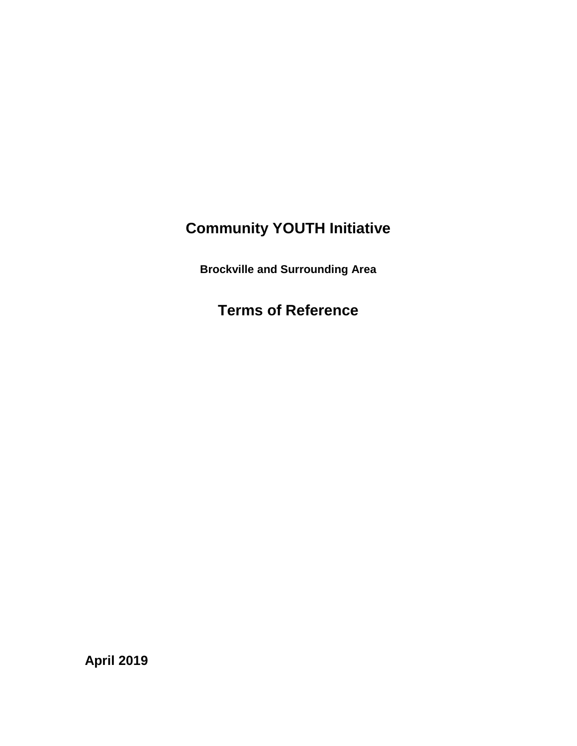# Community YOUTH Initiative

### Brockville and Surrounding Area

## Terms of Reference

**April 2019**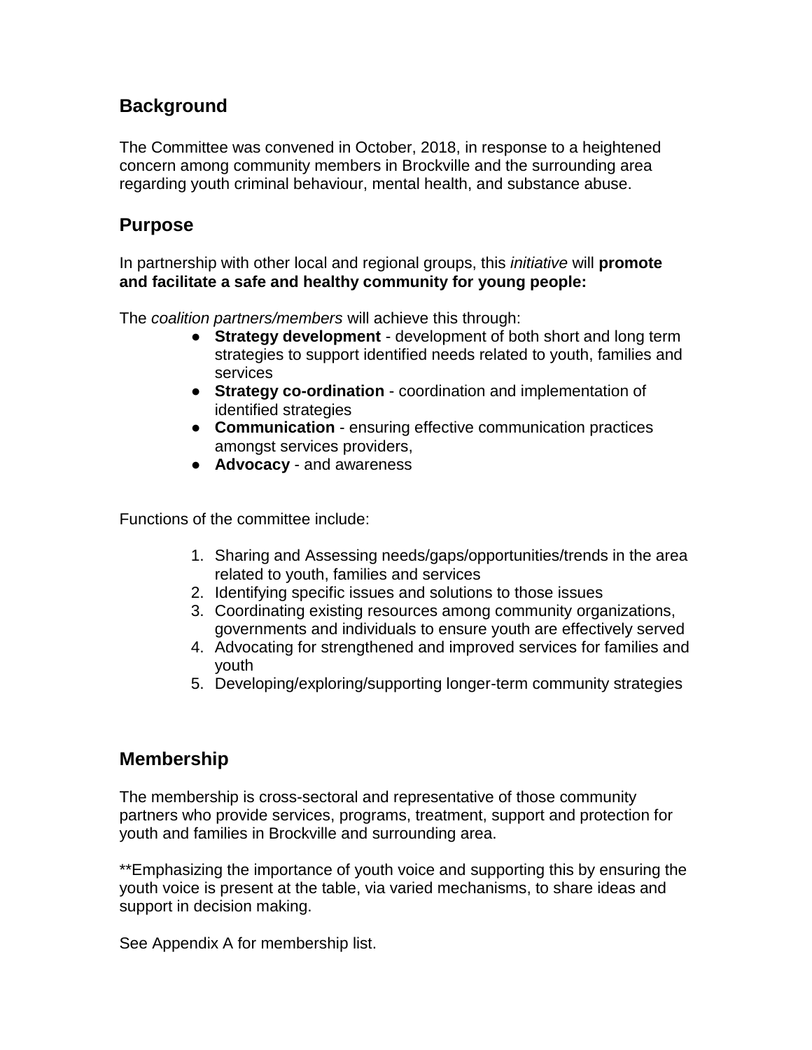## Background

The Committee was convened in October, 2018, in response to a heightened concern among community members in Brockville and the surrounding area regarding youth criminal behaviour, mental health, and substance abuse.

## Purpose

In partnership with other local and regional groups, this *initiative* will **promote and facilitate a safe and healthy community for young people:**

The *coalition partners/members* will achieve this through:

- **Strategy development** - development of both short and long term strategies to support identified needs related to youth, families and services
- **Strategy co-ordination** - coordination and implementation of identified strategies
- **Communication** - ensuring effective communication practices amongst services providers,
- **Advocacy** - and awareness

Functions of the committee include:

1. Sharing and Assessing needs/gaps/opportunities/trends in the area related to youth, families and services
2. Identifying specific issues and solutions to those issues
3. Coordinating existing resources among community organizations, governments and individuals to ensure youth are effectively served
4. Advocating for strengthened and improved services for families and youth
5. Developing/exploring/supporting longer-term community strategies

## Membership

The membership is cross-sectoral and representative of those community partners who provide services, programs, treatment, support and protection for youth and families in Brockville and surrounding area.

**Emphasizing the importance of youth voice and supporting this by ensuring the youth voice is present at the table, via varied mechanisms, to share ideas and support in decision making.

See Appendix A for membership list.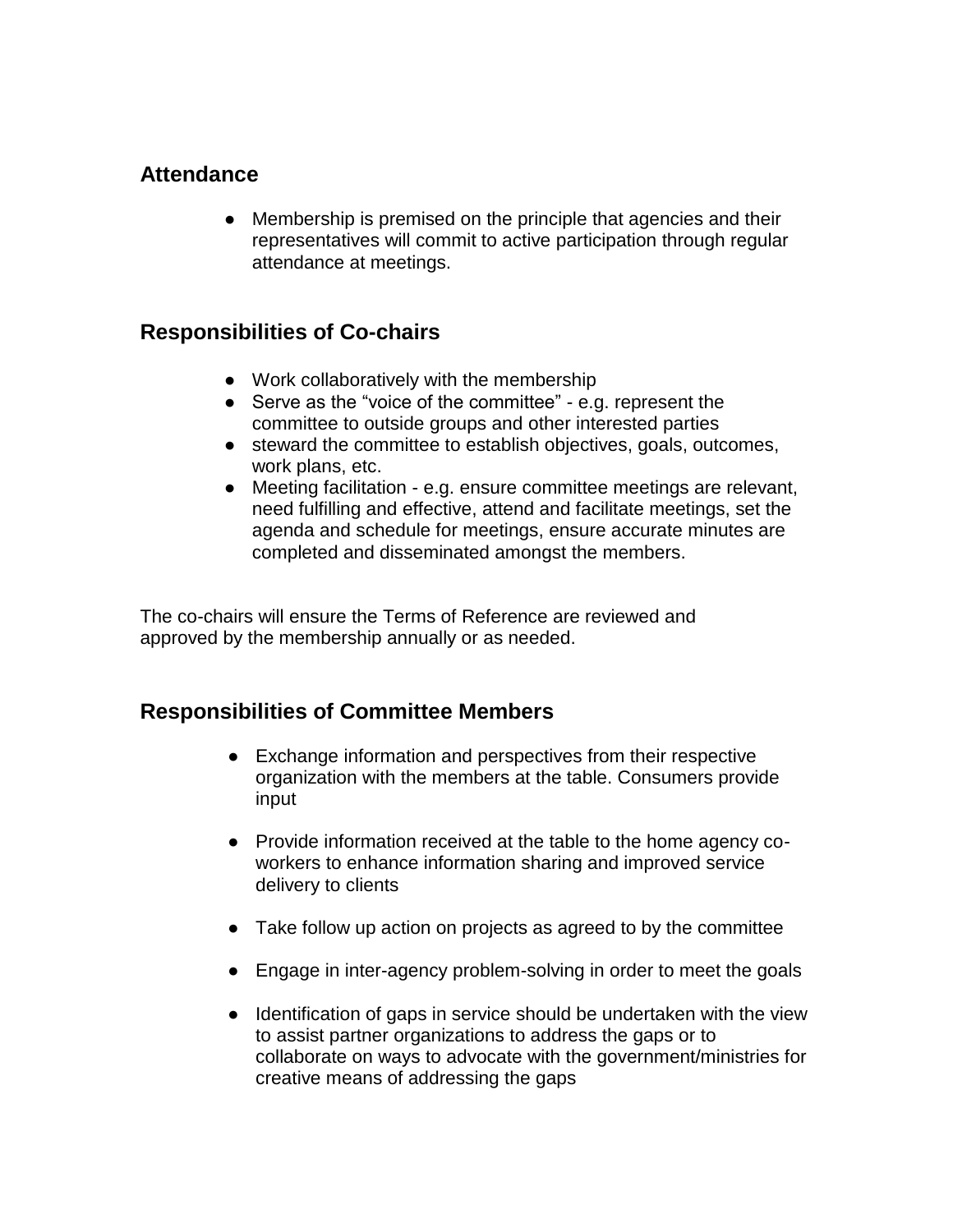## Attendance

- Membership is premised on the principle that agencies and their representatives will commit to active participation through regular attendance at meetings.

## Responsibilities of Co-chairs

- Work collaboratively with the membership
- Serve as the "voice of the committee" - e.g. represent the committee to outside groups and other interested parties
- steward the committee to establish objectives, goals, outcomes, work plans, etc.
- Meeting facilitation - e.g. ensure committee meetings are relevant, need fulfilling and effective, attend and facilitate meetings, set the agenda and schedule for meetings, ensure accurate minutes are completed and disseminated amongst the members.

The co-chairs will ensure the Terms of Reference are reviewed and approved by the membership annually or as needed.

## Responsibilities of Committee Members

- Exchange information and perspectives from their respective organization with the members at the table. Consumers provide input

- Provide information received at the table to the home agency co-workers to enhance information sharing and improved service delivery to clients

- Take follow up action on projects as agreed to by the committee

- Engage in inter-agency problem-solving in order to meet the goals

- Identification of gaps in service should be undertaken with the view to assist partner organizations to address the gaps or to collaborate on ways to advocate with the government/ministries for creative means of addressing the gaps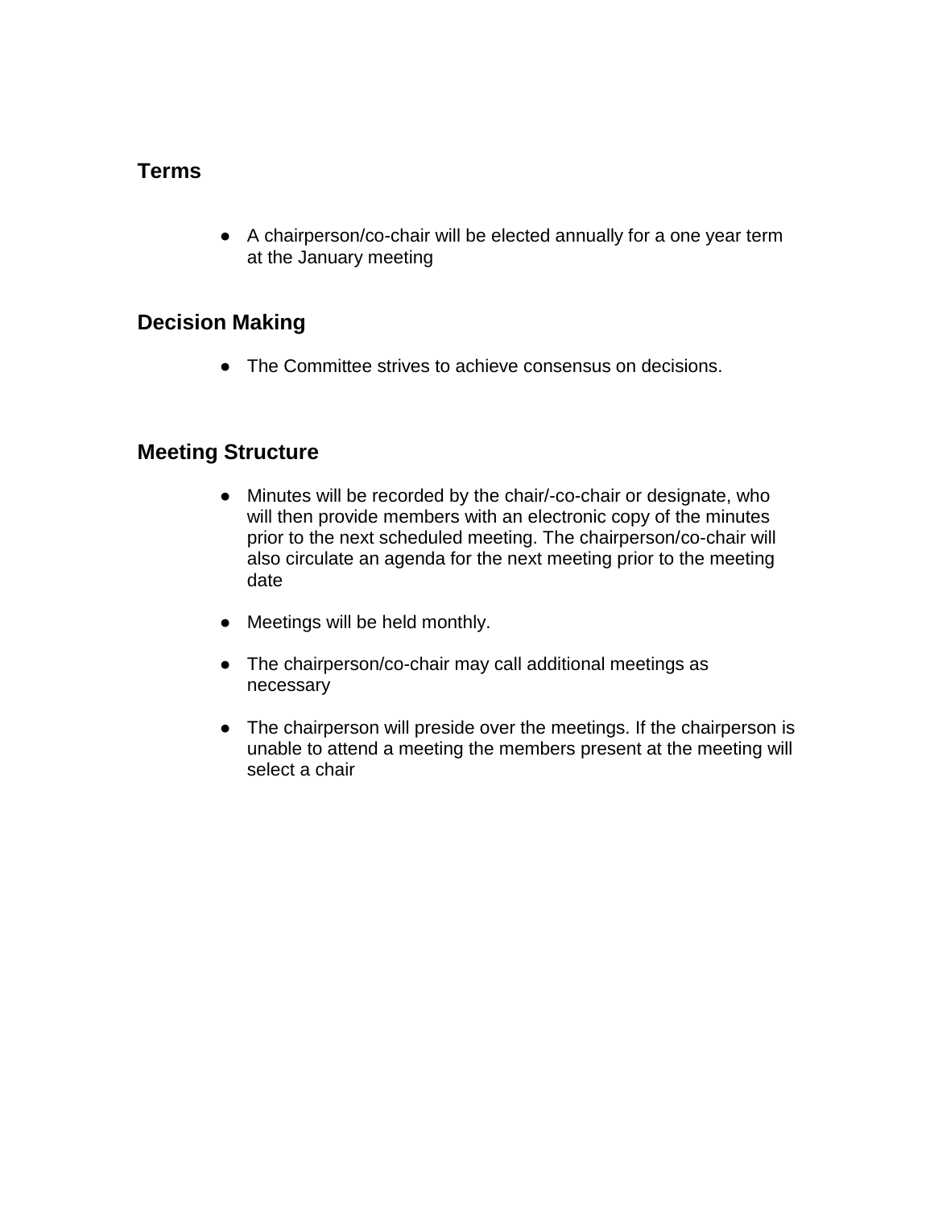## Terms

- A chairperson/co-chair will be elected annually for a one year term at the January meeting

## Decision Making

- The Committee strives to achieve consensus on decisions.

## Meeting Structure

- Minutes will be recorded by the chair/-co-chair or designate, who will then provide members with an electronic copy of the minutes prior to the next scheduled meeting. The chairperson/co-chair will also circulate an agenda for the next meeting prior to the meeting date

- Meetings will be held monthly.

- The chairperson/co-chair may call additional meetings as necessary

- The chairperson will preside over the meetings. If the chairperson is unable to attend a meeting the members present at the meeting will select a chair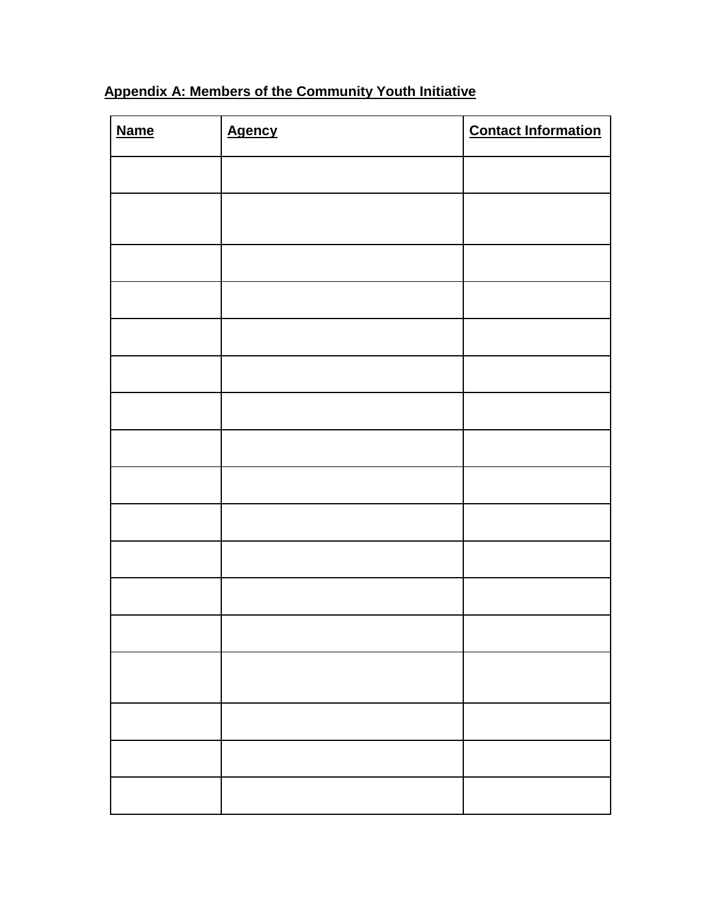**Appendix A: Members of the Community Youth Initiative**

| **Name** | **Agency** | **Contact Information** |
| --- | --- | --- |
| | | |
| | | |
| | | |
| | | |
| | | |
| | | |
| | | |
| | | |
| | | |
| | | |
| | | |
| | | |
| | | |
| | | |
| | | |
| | | |
| | | |